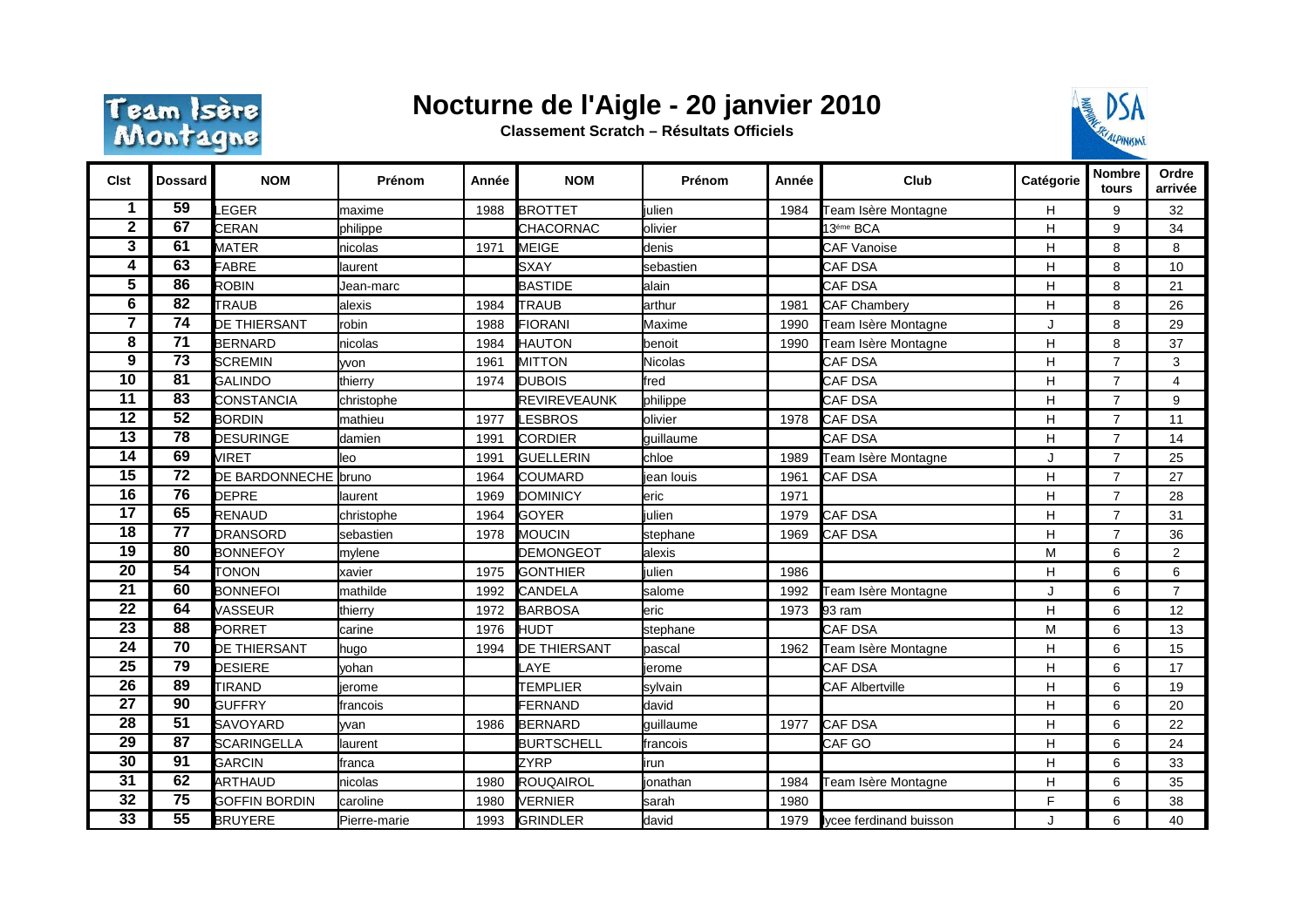# Nocturne de l'Aigle - 20 janvier 2010

**Classement Scratch – Résultats Officiels**

| Clst | Dossard | NOM | Prénom | Année | NOM | Prénom | Année | Club | Catégorie | Nombre tours | Ordre arrivée |
|---|---|---|---|---|---|---|---|---|---|---|---|
| 1 | 59 | LEGER | maxime | 1988 | BROTTET | julien | 1984 | Team Isère Montagne | H | 9 | 32 |
| 2 | 67 | CERAN | philippe | | CHACORNAC | olivier | | 13ème BCA | H | 9 | 34 |
| 3 | 61 | MATER | nicolas | 1971 | MEIGE | denis | | CAF Vanoise | H | 8 | 8 |
| 4 | 63 | FABRE | laurent | | SXAY | sebastien | | CAF DSA | H | 8 | 10 |
| 5 | 86 | ROBIN | Jean-marc | | BASTIDE | alain | | CAF DSA | H | 8 | 21 |
| 6 | 82 | TRAUB | alexis | 1984 | TRAUB | arthur | 1981 | CAF Chambery | H | 8 | 26 |
| 7 | 74 | DE THIERSANT | robin | 1988 | FIORANI | Maxime | 1990 | Team Isère Montagne | J | 8 | 29 |
| 8 | 71 | BERNARD | nicolas | 1984 | HAUTON | benoit | 1990 | Team Isère Montagne | H | 8 | 37 |
| 9 | 73 | SCREMIN | yvon | 1961 | MITTON | Nicolas | | CAF DSA | H | 7 | 3 |
| 10 | 81 | GALINDO | thierry | 1974 | DUBOIS | fred | | CAF DSA | H | 7 | 4 |
| 11 | 83 | CONSTANCIA | christophe | | REVIREVEAUNK | philippe | | CAF DSA | H | 7 | 9 |
| 12 | 52 | BORDIN | mathieu | 1977 | LESBROS | olivier | 1978 | CAF DSA | H | 7 | 11 |
| 13 | 78 | DESURINGE | damien | 1991 | CORDIER | guillaume | | CAF DSA | H | 7 | 14 |
| 14 | 69 | VIRET | leo | 1991 | GUELLERIN | chloe | 1989 | Team Isère Montagne | J | 7 | 25 |
| 15 | 72 | DE BARDONNECHE | bruno | 1964 | COUMARD | jean louis | 1961 | CAF DSA | H | 7 | 27 |
| 16 | 76 | DEPRE | laurent | 1969 | DOMINICY | eric | 1971 | | H | 7 | 28 |
| 17 | 65 | RENAUD | christophe | 1964 | GOYER | julien | 1979 | CAF DSA | H | 7 | 31 |
| 18 | 77 | DRANSORD | sebastien | 1978 | MOUCIN | stephane | 1969 | CAF DSA | H | 7 | 36 |
| 19 | 80 | BONNEFOY | mylene | | DEMONGEOT | alexis | | | M | 6 | 2 |
| 20 | 54 | TONON | xavier | 1975 | GONTHIER | julien | 1986 | | H | 6 | 6 |
| 21 | 60 | BONNEFOI | mathilde | 1992 | CANDELA | salome | 1992 | Team Isère Montagne | J | 6 | 7 |
| 22 | 64 | VASSEUR | thierry | 1972 | BARBOSA | eric | 1973 | 93 ram | H | 6 | 12 |
| 23 | 88 | PORRET | carine | 1976 | HUDT | stephane | | CAF DSA | M | 6 | 13 |
| 24 | 70 | DE THIERSANT | hugo | 1994 | DE THIERSANT | pascal | 1962 | Team Isère Montagne | H | 6 | 15 |
| 25 | 79 | DESIERE | yohan | | LAYE | jerome | | CAF DSA | H | 6 | 17 |
| 26 | 89 | TIRAND | jerome | | TEMPLIER | sylvain | | CAF Albertville | H | 6 | 19 |
| 27 | 90 | GUFFRY | francois | | FERNAND | david | | | H | 6 | 20 |
| 28 | 51 | SAVOYARD | yvan | 1986 | BERNARD | guillaume | 1977 | CAF DSA | H | 6 | 22 |
| 29 | 87 | SCARINGELLA | laurent | | BURTSCHELL | francois | | CAF GO | H | 6 | 24 |
| 30 | 91 | GARCIN | franca | | ZYRP | irun | | | H | 6 | 33 |
| 31 | 62 | ARTHAUD | nicolas | 1980 | ROUQAIROL | jonathan | 1984 | Team Isère Montagne | H | 6 | 35 |
| 32 | 75 | GOFFIN BORDIN | caroline | 1980 | VERNIER | sarah | 1980 | | F | 6 | 38 |
| 33 | 55 | BRUYERE | Pierre-marie | 1993 | GRINDLER | david | 1979 | lycee ferdinand buisson | J | 6 | 40 |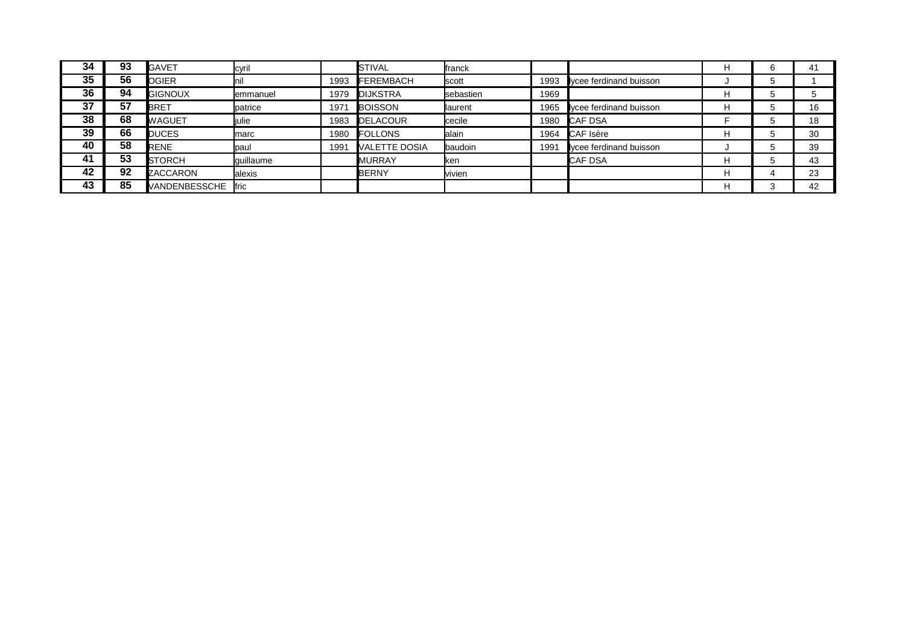| | | | | | | | | | | | |
|---|---|---|---|---|---|---|---|---|---|---|---|
| 34 | 93 | GAVET | cyril | | STIVAL | franck | | | H | 6 | 41 |
| 35 | 56 | OGIER | nil | 1993 | FEREMBACH | scott | 1993 | lycee ferdinand buisson | J | 5 | 1 |
| 36 | 94 | GIGNOUX | emmanuel | 1979 | DIJKSTRA | sebastien | 1969 | | H | 5 | 5 |
| 37 | 57 | BRET | patrice | 1971 | BOISSON | laurent | 1965 | lycee ferdinand buisson | H | 5 | 16 |
| 38 | 68 | WAGUET | julie | 1983 | DELACOUR | cecile | 1980 | CAF DSA | F | 5 | 18 |
| 39 | 66 | DUCES | marc | 1980 | FOLLONS | alain | 1964 | CAF Isère | H | 5 | 30 |
| 40 | 58 | RENE | paul | 1991 | VALETTE DOSIA | baudoin | 1991 | lycee ferdinand buisson | J | 5 | 39 |
| 41 | 53 | STORCH | guillaume | | MURRAY | ken | | CAF DSA | H | 5 | 43 |
| 42 | 92 | ZACCARON | alexis | | BERNY | vivien | | | H | 4 | 23 |
| 43 | 85 | VANDENBESSCHE | fric | | | | | | H | 3 | 42 |